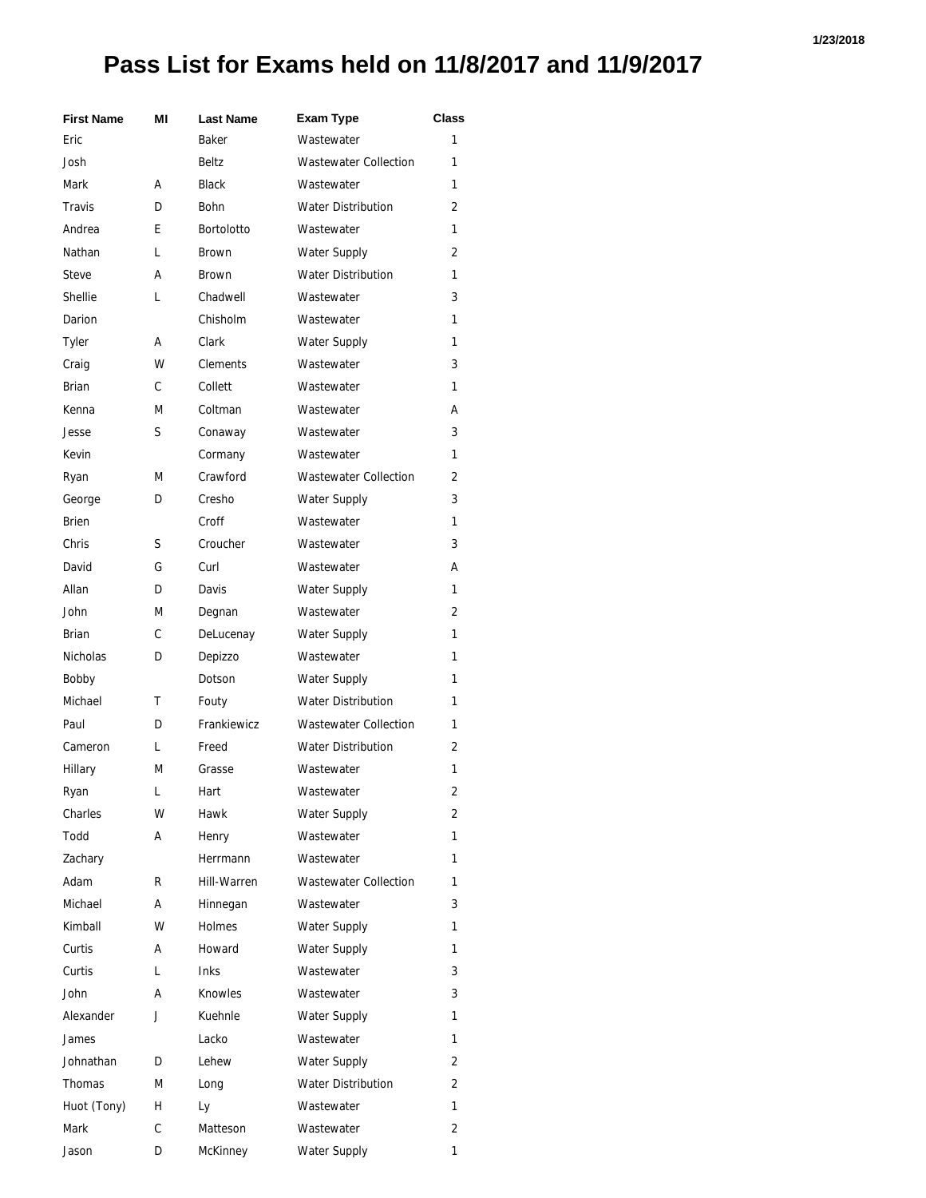# Pass List for Exams held on 11/8/2017 and 11/9/2017

| First Name | MI | Last Name | Exam Type | Class |
|---|---|---|---|---|
| Eric | | Baker | Wastewater | 1 |
| Josh | | Beltz | Wastewater Collection | 1 |
| Mark | A | Black | Wastewater | 1 |
| Travis | D | Bohn | Water Distribution | 2 |
| Andrea | E | Bortolotto | Wastewater | 1 |
| Nathan | L | Brown | Water Supply | 2 |
| Steve | A | Brown | Water Distribution | 1 |
| Shellie | L | Chadwell | Wastewater | 3 |
| Darion | | Chisholm | Wastewater | 1 |
| Tyler | A | Clark | Water Supply | 1 |
| Craig | W | Clements | Wastewater | 3 |
| Brian | C | Collett | Wastewater | 1 |
| Kenna | M | Coltman | Wastewater | A |
| Jesse | S | Conaway | Wastewater | 3 |
| Kevin | | Cormany | Wastewater | 1 |
| Ryan | M | Crawford | Wastewater Collection | 2 |
| George | D | Cresho | Water Supply | 3 |
| Brien | | Croff | Wastewater | 1 |
| Chris | S | Croucher | Wastewater | 3 |
| David | G | Curl | Wastewater | A |
| Allan | D | Davis | Water Supply | 1 |
| John | M | Degnan | Wastewater | 2 |
| Brian | C | DeLucenay | Water Supply | 1 |
| Nicholas | D | Depizzo | Wastewater | 1 |
| Bobby | | Dotson | Water Supply | 1 |
| Michael | T | Fouty | Water Distribution | 1 |
| Paul | D | Frankiewicz | Wastewater Collection | 1 |
| Cameron | L | Freed | Water Distribution | 2 |
| Hillary | M | Grasse | Wastewater | 1 |
| Ryan | L | Hart | Wastewater | 2 |
| Charles | W | Hawk | Water Supply | 2 |
| Todd | A | Henry | Wastewater | 1 |
| Zachary | | Herrmann | Wastewater | 1 |
| Adam | R | Hill-Warren | Wastewater Collection | 1 |
| Michael | A | Hinnegan | Wastewater | 3 |
| Kimball | W | Holmes | Water Supply | 1 |
| Curtis | A | Howard | Water Supply | 1 |
| Curtis | L | Inks | Wastewater | 3 |
| John | A | Knowles | Wastewater | 3 |
| Alexander | J | Kuehnle | Water Supply | 1 |
| James | | Lacko | Wastewater | 1 |
| Johnathan | D | Lehew | Water Supply | 2 |
| Thomas | M | Long | Water Distribution | 2 |
| Huot (Tony) | H | Ly | Wastewater | 1 |
| Mark | C | Matteson | Wastewater | 2 |
| Jason | D | McKinney | Water Supply | 1 |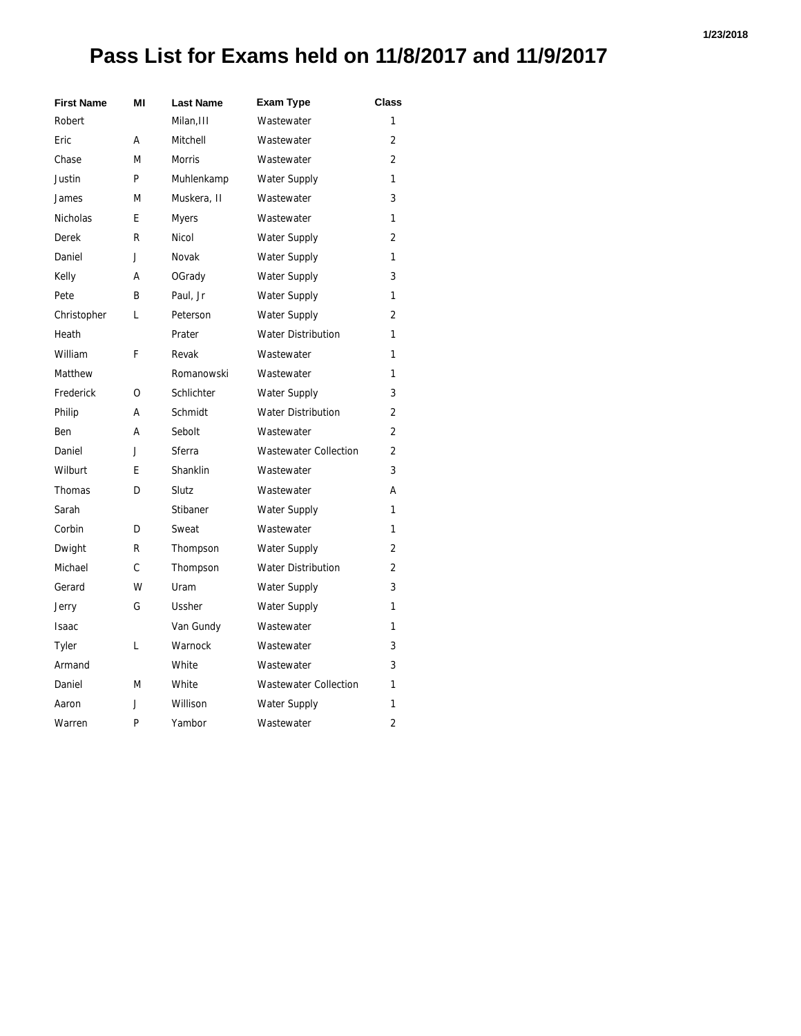# Pass List for Exams held on 11/8/2017 and 11/9/2017

| First Name | MI | Last Name | Exam Type | Class |
|---|---|---|---|---|
| Robert | | Milan,III | Wastewater | 1 |
| Eric | A | Mitchell | Wastewater | 2 |
| Chase | M | Morris | Wastewater | 2 |
| Justin | P | Muhlenkamp | Water Supply | 1 |
| James | M | Muskera, II | Wastewater | 3 |
| Nicholas | E | Myers | Wastewater | 1 |
| Derek | R | Nicol | Water Supply | 2 |
| Daniel | J | Novak | Water Supply | 1 |
| Kelly | A | OGrady | Water Supply | 3 |
| Pete | B | Paul, Jr | Water Supply | 1 |
| Christopher | L | Peterson | Water Supply | 2 |
| Heath | | Prater | Water Distribution | 1 |
| William | F | Revak | Wastewater | 1 |
| Matthew | | Romanowski | Wastewater | 1 |
| Frederick | O | Schlichter | Water Supply | 3 |
| Philip | A | Schmidt | Water Distribution | 2 |
| Ben | A | Sebolt | Wastewater | 2 |
| Daniel | J | Sferra | Wastewater Collection | 2 |
| Wilburt | E | Shanklin | Wastewater | 3 |
| Thomas | D | Slutz | Wastewater | A |
| Sarah | | Stibaner | Water Supply | 1 |
| Corbin | D | Sweat | Wastewater | 1 |
| Dwight | R | Thompson | Water Supply | 2 |
| Michael | C | Thompson | Water Distribution | 2 |
| Gerard | W | Uram | Water Supply | 3 |
| Jerry | G | Ussher | Water Supply | 1 |
| Isaac | | Van Gundy | Wastewater | 1 |
| Tyler | L | Warnock | Wastewater | 3 |
| Armand | | White | Wastewater | 3 |
| Daniel | M | White | Wastewater Collection | 1 |
| Aaron | J | Willison | Water Supply | 1 |
| Warren | P | Yambor | Wastewater | 2 |